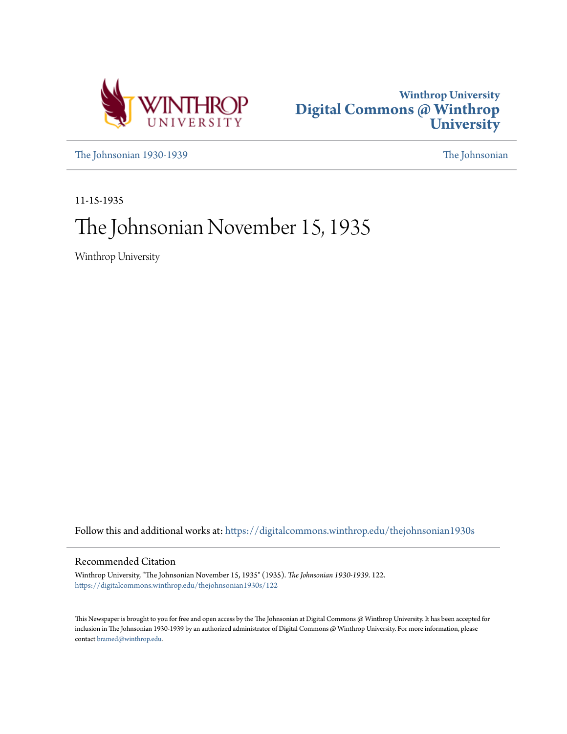Winthrop University
Digital Commons @ Winthrop University

The Johnsonian 1930-1939 | The Johnsonian

11-15-1935

# The Johnsonian November 15, 1935

Winthrop University

Follow this and additional works at: https://digitalcommons.winthrop.edu/thejohnsonian1930s

## Recommended Citation

Winthrop University, "The Johnsonian November 15, 1935" (1935). *The Johnsonian 1930-1939*. 122.
https://digitalcommons.winthrop.edu/thejohnsonian1930s/122

This Newspaper is brought to you for free and open access by the The Johnsonian at Digital Commons @ Winthrop University. It has been accepted for inclusion in The Johnsonian 1930-1939 by an authorized administrator of Digital Commons @ Winthrop University. For more information, please contact bramed@winthrop.edu.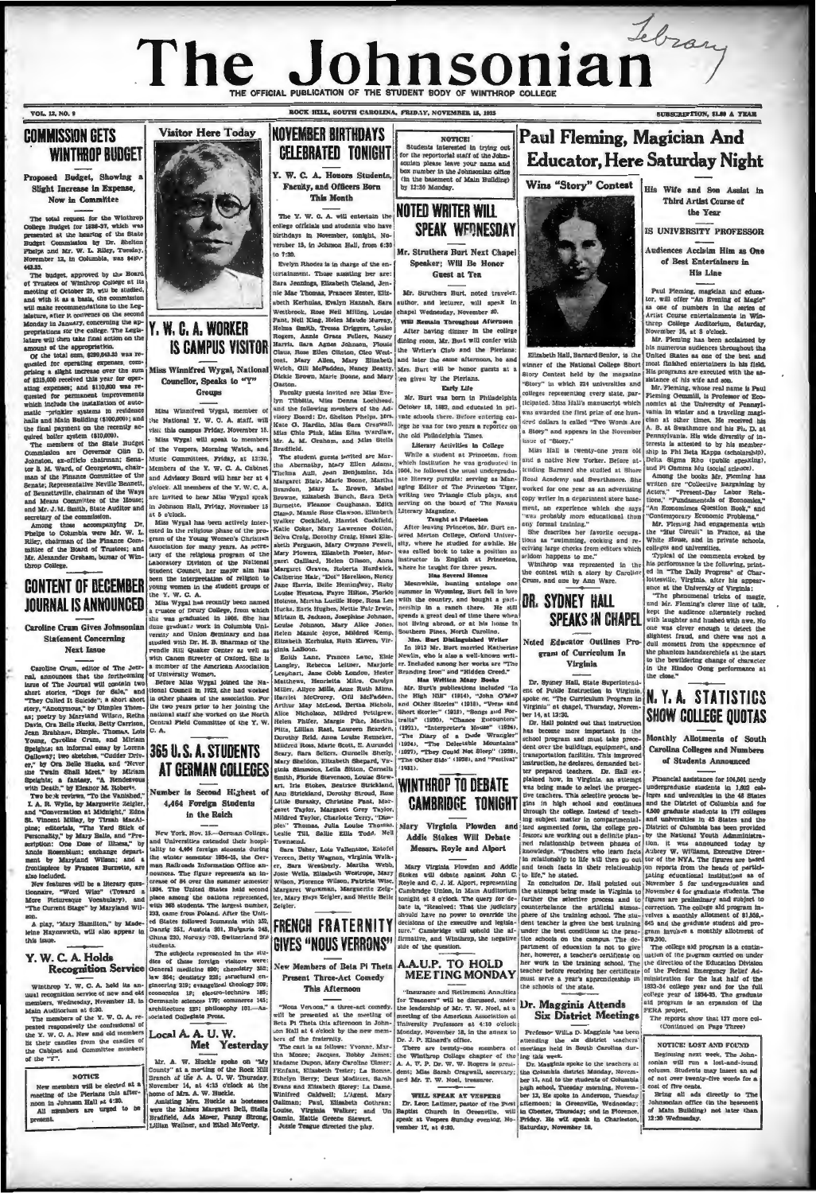# The Johnsonian

THE OFFICIAL PUBLICATION OF THE STUDENT BODY OF WINTHROP COLLEGE

VOL. 12, NO. 9 — ROCK HILL, SOUTH CAROLINA, FRIDAY, NOVEMBER 15, 1935 — SUBSCRIPTION, $1.00 A YEAR

## COMMISSION GETS WINTHROP BUDGET

### Proposed Budget, Showing a Slight Increase in Expense, Now in Committee

The total request for the Winthrop College Budget for 1936-37, which was presented at the hearing of the State Budget Commission by Dr. Shelton Phelps and Mr. W. L. Riley, Tuesday, November 12, in Columbia, was $497,443.22.

The budget, approved by the Board of Trustees of Winthrop College at its meeting of October 29, will be studied, and with it as a basis, the commission will make recommendations to the Legislature, after it convenes on the second Monday in January, concerning the appropriations for the college. The Legislature will then take final action on the amount of the appropriation.

Of the total sum, $396,843.22 was requested for operating expenses, comprising a slight increase over the sum of $376,000 received this year for operating expenses; and $110,600 was requested for permanent improvements which include the installation of automatic sprinkler systems in residence halls and Main Building ($100,000); and the final payment on the recently acquired boiler system ($10,600).

The members of the State Budget Commission are Governor Olin D. Johnston, ex-officio chairman; Senator B. M. Ward, of Georgetown, chairman of the Finance Committee of the Senate; Representative Neville Bennett, of Bennettsville, chairman of the Ways and Means Committee of the House; and Mr. J. M. Smith, State Auditor and secretary of the commission.

Among those accompanying Dr. Phelps to Columbia were Mr. W. L. Riley, chairman of the Finance Committee of the Board of Trustees; and Mr. Alexander Oreham, bursar of Winthrop College.

## CONTENT OF DECEMBER JOURNAL IS ANNOUNCED

### Caroline Crum Gives Johnsonian Statement Concerning Next Issue

Caroline Crum, editor of The Journal, announces that the forthcoming issue of The Journal will contain two short stories, "Dogs for Sale," and "They Called It Suicide"; a short short story, "Anonymous," by Dimples Thomas; poetry by Maryland Wilson, Retha Davis, Ora Belle Hucks, Betty Carrison, Jean Brabham, Dimple Thomas, Lois Young, Caroline Crum, and Miriam Speights; an informal essay by Lorena Galloway; two sketches, "Outdoor Driver," by Ora Belle Hucks, and "Never the Twain Shall Meet," by Miriam Speights; a fantasy, "A Rendezvous with Death," by Eleanor M. Roberts.

Two book reviews, "To the Vanished," I. A. R. Wylie, by Marguerite Zeigler, and "Conversation at Midnight," Edna St. Vincent Millay, by Tirzah MacAlpine; editorials, "The Yard Stick of Personality," by Mary Balls, and "Prescription: One Dose of Illness," by Annie Rosenblum; exchange department by Maryland Wilson; and a frontispiece by Frances Burnette, are also included.

New features will be a literary questionnaire, "Word Wise" (Toward a More Picturesque Vocabulary), and "The Current Stage" by Maryland Wilson.

A play, "Mary Hamilton," by Madeleine Haynsworth, will also appear in this issue.

## Y. W. C. A. Holds Recognition Service

Winthrop Y. W. C. A. held its annual recognition service of new and old members, Wednesday, November 13, in Main Auditorium at 6:30.

The members of the Y. W. C. A. repeated responsively the confessional of the Y. W. C. A. New and old members lit their candles from the candles of the Cabinet and Committee members of the "Y".

**NOTICE**

New members will be elected at a meeting of the Pierians this afternoon in Johnson Hall at 4:30.

All members are urged to be present.

## Visitor Here Today

## Y. W. C. A. WORKER IS CAMPUS VISITOR

### Miss Winnifred Wygal, National Councilor, Speaks to "Y" Groups

Miss Winnifred Wygal, member of the National Y. W. C. A. staff, will visit this campus Friday, November 15.

Miss Wygal will speak to members of the Vespers, Morning Watch, and Music Committees, Friday, at 12:30. Members of the Y. W. C. A. Cabinet and Advisory Board will hear her at 4 o'clock. All members of the Y. W. C. A. are invited to hear Miss Wygal speak in Johnson Hall, Friday, November 15, at 5 o'clock.

Miss Wygal has been actively interested in the religious phase of the program of the Young Women's Christian Association for many years. As secretary of the religious program of the Laboratory Division of the National Student Council, her major aim has been the interpretation of religion to young women in the student groups of the Y. W. C. A.

Miss Wygal has recently been named a trustee of Drury College, from which she was graduated in 1906. She has done graduate work in Columbia University and Union Seminary and has studied with Dr. H. B. Sharman of the Jordans Hill Quaker Center as well as with Canon Streeter of Oxford. She is a member of the American Association of University Women.

Before Miss Wygal joined the National Council in 1922, she had worked in other phases of the association. For the two years prior to her joining the national staff she worked on the North Central Field Committee of the Y. W. C. A.

## 365 U. S. A. STUDENTS AT GERMAN COLLEGES

### Number is Second Highest of 4,464 Foreign Students in the Reich

New York, Nov. 15.—German Colleges and Universities extended their hospitality to 4,464 foreign students during the winter semester 1934-35, the German Railroads Information Office announces. The figure represents an increase of 84 over the summer semester 1934. The United States held second place among the nations represented, with 365 students. The largest number, 753, came from Poland. After the United States followed Rumania, with 352, Danzig 351, Austria 301, Bulgaria 243, China 230, Norway 209, Switzerland 208 students.

The subjects represented in the studies of these foreign visitors were: General medicine 890; chemistry 352; law 284; dentistry 238; structural engineering 219; evangelical theology 209; economics 187; electro-technics 165; Germanic sciences 179; commerce 145; architecture 135; philosophy 101.—Associated Collegiate Press.

## Local A. A. U. W. Met Yesterday

Mr. A. W. Huckle spoke on "My County" at a meeting of the Rock Hill Branch of the A. A. U. W. Thursday, November 14, at 4:15 o'clock at the home of Mrs. A. W. Huckle.

Assisting Mrs. Huckle as hostesses were the Misses Margaret Bell, Stella Bradfield, Ada Moser, Fanny Strong, Lillian Wellner, and Ethel McVeety.

## NOVEMBER BIRTHDAYS CELEBRATED TONIGHT

### Y. W. C. A. Honors Students, Faculty, and Officers Born This Month

The Y. W. C. A. will entertain the college officials and students who have birthdays in November, tonight, November 15, in Johnson Hall, from 6:30 to 7:30.

Evelyn Rhodes is in charge of the entertainment. Those assisting her are: Sara Jennings, Elizabeth Cleland, Jennie Mae Thomas, Frances Hester, Elizabeth Kerhulas, Evelyn Hazzah, Sara Westbrook, Rose Nell Milling, Louise Pant, Nell King, Helen Maude Murray, Helms Smith, Tressa Driggers, Louise Rogers, Annie Grace Fellers, Nancy Harris, Sara Agnes Johnson, Flossie Claus, Rose Ellen Clinton, Cleo Westcost, Mary Allen, Mary Elizabeth Welch, Olli McFadden, Nancy Beatty, Sickle Brown, Marie Boone, and Mary Gaston.

Faculty guests invited are Miss Evelyn Tibbitts, Miss Donna Lochhead, and the following members of the Advisory Board: Dr. Shelton Phelps, Mrs. Kate G. Hardin, Miss Sara Cragwall, Miss Ohio Fink, Miss Elva Wardlaw, Mr. A. M. Graham, and Miss Stella Bradfield.

The student guests invited are Martha Abernathy, Mary Ellen Adams, Thelma Ault, Jean Benjamine, Ida Margaret Blair, Marie Boone, Martha Brandon, Mary L. Brown, Mabel Brown, Elizabeth Bunch, Sara Beth Burnette, Eleanor Caughman, Edith Clapp, Mamie Rose Clawson, Elizabeth Walker Cockfield, Harriet Cockfield, Katie Coker, Mary Lawrence Cotton, Selva Craig, Dorothy Craig, Hazel Ellenburg, Rebecca Ferguson, Mary Gwynne Ferrell, Mary Flowers, Elizabeth Foster, Margaret Galliard, Helen Gibson, Anna Margaret Graves, Roberta Hardwick, Catherine Hair, "Dot" Harrelson, Nancy Jane Harris, Belle Hemingway, Ruby Louise Heustess, Fayre Hilton, Floride Holmes, Martha Lucille Hope, Rosa Lee Hucks, Earle Hughes, Nettie Fair Irwin, Miriam S. Jackson, Josephine Johnson, Louise Johnson, Mary Alice Jones, Helen Maude Joyce, Mildred Kemp, Elizabeth Kerhulas, Ruth Kirven, Virginia LaBoon.

Edith Lane, Frances Lane, Elsie Langley, Rebecca Leitner, Marjorie Lenghart, Jane Cobb London, Hester Matthews, Henrietta Miles, Carolyn Miller, Albyn Mills, Anne Ruth Mims, Harriet McCrorey, Olli McFadden, Arthur May McLeod, Bertha Nichols, Alice Nicholson, Mildred Pettigrew, Helen Pfeifer, Margie Pike, Martha Pitts, Lillian Rast, Laureen Rearden, Dorothy Reid, Anna Louise Reinsker, Mildred Rose, Marie Scott, E. Auranell Seary, Sara Sellers, Cornelle Shealy, Mary Sheldon, Elizabeth Shepard, Virginia Simmons, Leila Sitton, Cornelia Smith, Florida Stevenson, Louise Stewart, Iris Stokes, Beatrice Strickland, Ann Strickland, Dorothy Stroud, Rose Little Sursaty, Christine Paul, Margaret Taylor, Margaret Grey Taylor, Mildred Taylor, Charlotte Terry, "Dimples" Thomas, Julia Louise Thomas, Leslie Till, Sallie Ellis Todd, Nell Townsend.

Sara Usher, Lois Vallentine, Estelle Vereen, Betty Wagnon, Virginia Walker, Sara Westbury, Martha Webb, Josie Wells, Elizabeth Westrope, Mary Wilson, Florence Wilson, Patricia Wise, Marjorie Yarborough, Marguerite Zeigler, Mary Hays Zeigler, and Nettie Belle Zeigler.

## FRENCH FRATERNITY GIVES "NOUS VERRONS"

### New Members of Beta Pi Theta Present Three-Act Comedy This Afternoon

"Nous Verrons," a three-act comedy, will be presented at the meeting of Beta Pi Theta this afternoon in Johnson Hall at 4 o'clock by the new members of the fraternity.

The cast is as follows: Yvonne, Martha Moore; Jacques, Bobby James; Madame Dupon, Mary Caroline Ulmer; l'Enfant, Elizabeth Tester; La Bonne, Ethelyn Berry; Deux Modistes, Sarah Evans and Elizabeth Storey; La Dame, Winifred Caldwell; L'Agent, Mary Gallman; Paul, Elizabeth Cothran; Louise, Virginia Walker; and Un Gamin, Hattie Greene Stewart.

Jessie Teague directed the play.

**NOTICE!**

Students interested in trying out for the reportorial staff of the Johnsonian please leave your name and box number in the Johnsonian office (in the basement of Main Building) by 12:30 Monday.

## NOTED WRITER WILL SPEAK WEDNESDAY

### Mr. Struthers Burt Next Chapel Speaker; Will Be Honor Guest at Tea

Mr. Struthers Burt, noted traveler, author, and lecturer, will speak in chapel Wednesday, November 20.

**Will Remain Throughout Afternoon**

After having dinner in the college dining room, Mr. Burt will confer with the Writer's Club and the Pierians; and later the same afternoon, he and Mrs. Burt will be honor guests at a tea given by the Pierians.

**Early Life**

Mr. Burt was born in Philadelphia October 18, 1882, and educated in private schools there. Before entering college he was for two years a reporter on the old Philadelphia Times.

**Literary Activities in College**

While a student at Princeton, from which institution he was graduated in 1904, he followed the usual undergraduate literary pursuits: serving as Managing Editor of The Princeton Tiger, writing two Triangle Club plays, and serving on the board of The Nassau Literary Magazine.

**Taught at Princeton**

After leaving Princeton, Mr. Burt entered Merton College, Oxford University, where he studied for awhile. He was called back to take a position as instructor in English at Princeton, where he taught for three years.

**Has Several Homes**

Meanwhile, hunting antelope one summer in Wyoming, Burt fell in love with the country, and bought a partnership in a ranch there. He still spends a great deal of time there when not living abroad, or at his home in Southern Pines, North Carolina.

**Mrs. Burt Distinguished Writer**

In 1913 Mr. Burt married Katherine Newlin, who is also a well-known writer. Included among her works are "The Branding Iron" and "Hidden Creed."

**Has Written Many Books**

Mr. Burt's publications included "In the High Hill" (1914), "John O'May and Other Stories" (1918), "Verse and Short Stories" (1918), "Songs and Portraits" (1920), "Chance Encounters" (1921), "Interpreter's House" (1924), "The Diary of a Dude Wrangler" (1924), "The Delectable Mountains" (1927), "They Could Not Sleep" (1928), "The Other Side" (1928), and "Festival" (1931).

## WINTHROP TO DEBATE CAMBRIDGE TONIGHT

### Mary Virginia Plowden and Addie Stokes Will Debate Messrs. Royle and Alport

Mary Virginia Plowden and Addie Stokes will debate against John C. Royle and C. J. M. Alport, representing Cambridge Union, in Main Auditorium tonight at 8 o'clock. The query for debate is, "Resolved: That the judiciary should have no power to override the decisions of the executive and legislature." Cambridge will uphold the affirmative, and Winthrop, the negative side of the question.

## A.A.U.P. TO HOLD MEETING MONDAY

"Insurance and Retirement Annuities for Teachers" will be discussed, under the leadership of Mr. T. W. Noel, at a meeting of the American Association of University Professors at 4:10 o'clock Monday, November 18, in the annex to Dr. J. P. Kinard's office.

There are twenty-one members of the Winthrop College chapter of the A. A. U. P. Dr. W. W. Rogers is president; Miss Sarah Cragwall, secretary; and Mr. T. W. Noel, treasurer.

**WILL SPEAK AT VESPERS**

Dr. Leon Latimer, pastor of the First Baptist Church in Greenville, will speak at Vespers Sunday evening, November 17, at 6:30.

## Paul Fleming, Magician And Educator, Here Saturday Night

### Wins "Story" Contest

Elizabeth Hall, Barnard Senior, is the winner of the National College Short Story Contest held by the magazine "Story" in which 224 universities and colleges representing every state, participated. Miss Hall's manuscript which was awarded the first prize of one hundred dollars is called "Two Words Are a Story" and appears in the November issue of "Story."

Miss Hall is twenty-one years old and a native New Yorker. Before attending Barnard she studied at Shore Road Academy and Swarthmore. She worked for one year as an advertising copy writer in a department store basement, an experience which she says "was probably more educational than any formal training."

She describes her favorite occupations as "swimming, cooking and receiving large checks from editors which seldom happens to me."

Winthrop was represented in the contest with a story by Caroline Crum, and one by Ann Ware.

## DR. SYDNEY HALL SPEAKS IN CHAPEL

### Noted Educator Outlines Program of Curriculum In Virginia

Dr. Sydney Hall, State Superintendent of Public Instruction in Virginia, spoke on "The Curriculum Program in Virginia" at chapel, Thursday, November 14, at 12:30.

Dr. Hall pointed out that instruction has become more important in the school program and must take precedent over the buildings, equipment, and transportation facilities. This improved instruction, he declared, demanded better prepared teachers. Dr. Hall explained how, in Virginia, an attempt was being made to select the prospective teachers. This selective process begins in high school and continues through the college. Instead of teaching subject matter in compartmentalized segmented form, the college professors are working out a definite plan of relationship between phases of knowledge. "Teachers who learn facts in relationship to life will then go out and teach facts in their relationship to life," he stated.

In conclusion Dr. Hall pointed out the attempt being made in Virginia to further the selective process and to counterbalance the artificial atmosphere of the training school. The student teacher is given the best training under the best conditions in the practice schools on the campus. The department of education is not to give her, however, a teacher's certificate on her work in the training school. The teacher before receiving her certificate must serve a year's apprenticeship in the schools of the state.

## Dr. Magginis Attends Six District Meetings

Professor Willis D. Magginis has been attending the six district teachers' meetings held in South Carolina during this week.

Dr. Magginis spoke to the teachers of the Columbia district Monday, November 11, and to the students of Columbia high school, Tuesday morning, November 12. He spoke in Anderson, Tuesday afternoon; in Greenville, Wednesday; in Chester, Thursday; and in Florence, Friday. He will speak in Charleston, Saturday, November 16.

### His Wife and Son Assist in Third Artist Course of the Year

#### IS UNIVERSITY PROFESSOR

#### Audiences Acclaim Him as One of Best Entertainers in His Line

Paul Fleming, magician and educator, will offer "An Evening of Magic" as one of numbers in the series of Artist Course entertainments in Winthrop College Auditorium, Saturday, November 16, at 8 o'clock.

Mr. Fleming has been acclaimed by his numerous audiences throughout the United States as one of the best and most finished entertainers in his field. His programs are executed with the assistance of his wife and son.

Mr. Fleming, whose real name is Paul Fleming Gemmill, is Professor of Economics at the University of Pennsylvania in winter and a traveling magician at other times. He received his A. B. at Swarthmore and his Ph. D. at Pennsylvania. His wide diversity of interests is attested to by his membership in Phi Beta Kappa (scholarship), Delta Sigma Rho (public speaking), and Pi Gamma Mu (social science).

Among the books Mr. Fleming has written are "Collective Bargaining by Actors," "Present-Day Labor Relations," "Fundamentals of Economics," "An Economics Question Book," and "Contemporary Economic Problems."

Mr. Fleming had engagements with the "Big Circuit" in France, at the White House, and in private schools, colleges and universities.

Typical of the comments evoked by his performance is the following, printed in "The Daily Progress" of Charlottesville, Virginia, after his appearance at the University of Virginia:

"The phenomenal tricks of magic, and Mr. Fleming's clever line of talk, kept the audience alternately rocked with laughter and hushed with awe. No one was clever enough to detect the slightest fraud, and there was not a dull moment from the appearance of the phantom handkerchiefs at the start to the bewildering change of character in the Hindoo Gong performance at the close."

## N. Y. A. STATISTICS SHOW COLLEGE QUOTAS

### Monthly Allotments of South Carolina Colleges and Numbers of Students Announced

Financial assistance for 104,501 needy undergraduate students in 1,603 colleges and universities in the 48 States and the District of Columbia and for 4,500 graduate students in 177 colleges and universities in 45 States and the District of Columbia has been provided by the National Youth Administration, it was announced today by Aubrey W. Williams, Executive Director of the NYA. The figures are based on reports from the heads of participating educational institutions as of November 5 for undergraduates and November 4 for graduate students. The figures are preliminary and subject to correction. The college aid program involves a monthly allotment of $1,358,-445 and the graduate student aid program involves a monthly allotment of $79,200.

The college aid program is a continuation of the program carried on under the direction of the Education Division of the Federal Emergency Relief Administration for the last half of the 1933-34 college year and for the full college year of 1934-35. The graduate aid program is an expansion of the FERA project.

The reports show that 177 more col- (Continued on Page Three)

**NOTICE! LOST AND FOUND**

Beginning next week, The Johnsonian will run a lost-and-found column. Students may insert an ad of not over twenty-five words for a cost of five cents.

Bring all ads directly to The Johnsonian office (in the basement of Main Building) not later than 12:30 Wednesday.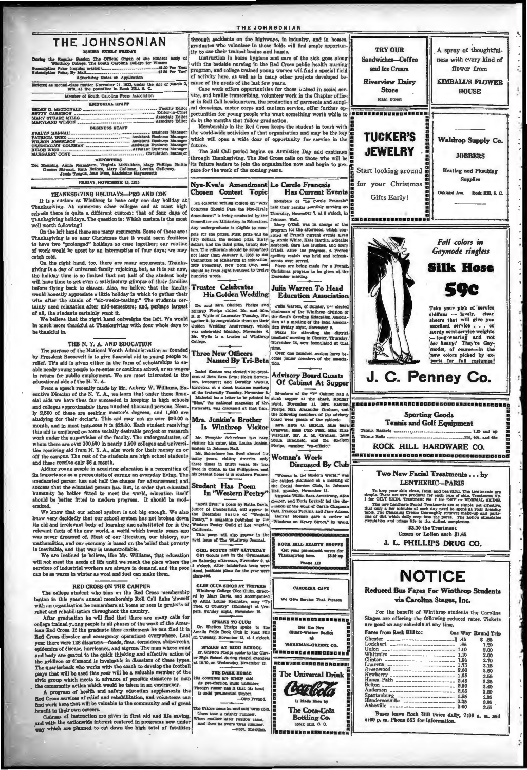# THE JOHNSONIAN

ISSUED EVERY FRIDAY

During the Regular Session The Official Organ of the Student Body of Winthrop College, The South Carolina College for Women

Subscription Price (regular session) ........................ $1.00 Per Year
Subscription Price, By Mail ........................ $1.50 Per Year

Advertising Rates on Application

Entered as second-class matter November 21, 1923, under the Act of March 3, 1879, at the postoffice in Rock Hill, S. C.

Member of South Carolina Press Association

EDITORIAL STAFF

HELEN G. MACDONALD ........................ Faculty Editor
BETTY CARRISON ........................ Editor-in-Chief
MARY STUART MILLS ........................ Associate Editor
MARYLAND WILSON ........................ Associate Editor

BUSINESS STAFF

EVALYN HANNAH ........................ Business Manager
PATRICIA WISE ........................ Assistant Business Manager
WILSON JOSSELSON ........................ Assistant Business Manager
GWENDOLYN COLEMAN ........................ Assistant Business Manager
BIRGE WISE ........................ Assistant Business Manager
MARGARET CONE ........................ Circulation Manager

REPORTERS

Dot Manning, Annie Rosenblum, Virginia McKeithen, Mary Phillips, Hattie Greene Stewart, Ruth Bethea, Mary Gallman, Lorena Galloway, Jessie Teague, Jean Moss, Madeleine Haynsworth

FRIDAY, NOVEMBER 15, 1935

## THANKSGIVING HOLIDAYS—PRO AND CON

It is a custom at Winthrop to have only one day holiday at Thanksgiving. At numerous other colleges and at most high schools there is quite a different custom: that of four days of Thanksgiving holidays. The question is: Which custom is the most well worth following?

On the left hand there are many arguments. Some of these are: Thanksgiving is so near Christmas that it would seem fruitless to have two "prolonged" holidays so close together; our routine of work would be upset by an interruption of four days; we may catch cold.

On the right hand, too, there are many arguments. Thanksgiving is a day of universal family rejoicing, but, as it is set now, the holiday time is so limited that not half of the student body will have time to get even a satisfactory glimpse of their families before flying back to classes. Also, we believe that the faculty would honestly appreciate a little holiday in which to gather their wits after the strain of "six-weeks-testing." The students certainly need relaxation after mid-semesters; and, perhaps largest of all, the students certainly want it.

We believe that the right hand outweighs the left. We would be much more thankful at Thanksgiving with four whole days to be thankful in.

## THE N. Y. A. AND EDUCATION

The purpose of the National Youth Administration as founded by President Roosevelt is to give financial aid to young people on relief. This aid is given either in the form of scholarships to enable needy young people to re-enter or continue school, or as wages in return for public employment. We are most interested in the educational side of the N. Y. A.

From a speech recently made by Mr. Aubrey W. Williams, Executive Director of the N. Y. A., we learn that under these financial aids we have thus far succeeded in keeping in high schools and colleges approximately three hundred thousand persons. Nearly 2,500 of these are seeking master's degrees, and 1,600 are studying for their doctor's. This aid may not go over $30.00 a month, and in most instances it is $25.00. Each student receiving this aid is employed on some socially desirable project or research work under the supervision of the faculty. The undergraduates, of whom there are over 100,500 in nearly 1,500 colleges and universities receiving aid from N. Y. A., also work for their money on or off the campus. The rest of the students are high school students and these receive only $6 a month.

Aiding young people in acquiring education is a recognition of its importance as a prerequisite of earning an everyday living. The uneducated person has not half the chance for advancement and success that the educated person has. But, in order that educated humanity be better fitted to meet the world, education itself should be better fitted to modern progress. It should be modernized.

We know that our school system is not big enough. We also know very decidedly that our school system has not broken down its old and irrelevant body of learning and substituted for it the relevant facts of the new world, a world which twenty years ago was never dreamed of. Most of our literature, our history, our mathematics, and our economy is based on the belief that poverty is inevitable, and that war is uncontrollable.

We are inclined to believe, like Mr. Williams, that education will not meet the needs of life until we reach the place where the services of industrial workers are always in demand, and the poor can be as warm in winter as wool and fuel can make them.

## RED CROSS ON THE CAMPUS

The college student who pins on the Red Cross membership button in this year's annual membership Roll Call links himself with an organization he remembers at home or sees in projects of relief and rehabilitation throughout the country.

After graduation he will find that there are many calls for college trained young people in all phases of the work of the American Red Cross. If the graduate likes excitement he can find it in Red Cross disaster and emergency operations everywhere. Last year there were 128 disasters—floods, fires, tornadoes, shipwrecks, epidemics of disease, hurricanes, and storms. The man whose mind and body are geared to the quick thinking and effective action of the gridiron or diamond is invaluable in disasters of these types. The quarterback who works with the coach to develop the football plays that will be used this year will be a valuable member of the civic group which meets in advance of possible disasters to map the community action which would be taken in an emergency.

A program of health and safety education supplements the Red Cross services of relief and rehabilitation, and volunteers can find work here that will be valuable to the community and of great benefit to their own careers.

Courses of instruction are given in first aid and life saving, and with the nationwide interest centered in programs now under way which are planned to cut down the high total of fatalities through accidents on the highways, in industry, and in homes, graduates who volunteer in these fields will find ample opportunity to use their trained brains and hands.

Instruction in home hygiene and care of the sick goes along with the bedside nursing in the Red Cross public health nursing program, and college trained young women will find a special field of activity here, as well as in many other projects developed because of the needs of the last few years.

Case work offers opportunities for those trained in social service, and braille transcribing, volunteer work in the Chapter office or in Roll Call headquarters, the production of garments and surgical dressings, motor corps and canteen service, offer further opportunities for young people who want something worth while to do in the months that follow graduation.

Membership in the Red Cross keeps the student in touch with the world-wide activities of that organization and may be the key which will open a wide door of opportunity for service in the future.

The Roll Call period begins on Armistice Day and continues through Thanksgiving. The Red Cross calls on those who will be its future leaders to join the organization now and begin to prepare for the work of the coming years.

## Nye-Kvale Amendment Chosen Contest Topic

An editorial writing contest on "Why Congress Should Pass the Nye-Kvale Amendment" is being conducted by the Committee on Militarism in Education. Any undergraduate is eligible to compete for the prizes. First prize will be fifty dollars, the second prize, thirty dollars, and the third prize, twenty dollars. The editorials should be submitted not later than January 3, 1936 to the Committee on Militarism in Education, 2929 Broadway, New York City, and should be from eight hundred to twelve hundred words.

## Trustee Celebrates His Golden Wedding

Dr. and Mrs. Shelton Phelps and Mildred Phelps visited Mr. and Mrs. R. E. Wylie of Lancaster Tuesday, November 5, to congratulate them on their Golden Wedding Anniversary, which was celebrated Monday, November 4. Mr. Wylie is a trustee of Winthrop College.

## Three New Officers Named By Tri-Beta

Isabel Keaton was elected vice-president of Beta Beta Beta; Helen Stevenson, treasurer; and Dorothy Waters, historian, at a short business meeting of the fraternity Tuesday, November 5. Material for a letter to be printed in "Bios," the national magazine of the fraternity, was discussed at that time.

## Mrs. Junkin's Brother Is Winthrop Visitor

Mr. Forsythe Scherfesee has been visiting his sister, Mrs. Louise Junkin, hostess in Johnson Hall.

Mr. Scherfesee has lived abroad for many years, visiting America only three times in thirty years. He has lived in China, in the Philippines, and his present home is in southern France.

## Student Has Poem In "Western Poetry"

"April Eyes," a poem by Retha Davis, junior of Chesterfield, will appear in the December issue of "Western Poetry," a magazine published by the Western Poetry Guild of Los Angeles, California.

This poem will also appear in the next issue of The Winthrop Journal.

## GIRL SCOUTS MET SATURDAY

Girl Scouts met in the Gymnasium on Saturday afternoon, November 9, at 5 o'clock. After tenderfoot tests were stood, business plans for the year were discussed.

## GLEE CLUB SINGS AT VESPERS

Winthrop College Glee Clubs, directed by Mary Davis, and accompanied by Anna Louise Renneker, sang "To Thee, O Country" (Eichberg) at Vespers, Sunday night, November 10.

## SPEAKS TO CLUB

Dr. Shelton Phelps spoke to the Amelia Pride Book Club in Rock Hill on Tuesday, November 12, at 4 o'clock.

## SPEAKS AT HIGH SCHOOL

Dr. Shelton Phelps spoke to the Clover High School during chapel exercises at 10:30, on Wednesday, November 13.

## THE DARK HORSE

His obsequies are briefly said
As pre-election guns unlimber,
Though rumor has it that his head
Is solid presidential timber.
—Otto Freund.

The Prince came in, and said 'twas cold,
Then took a mighty rummer,
When swallow after swallow came,
And then he swore 'twas summer.
—Robt. Sheridan.

## Le Cercle Francais Has Current Events

Members of "Le Cercle Francais" held their regular monthly meeting on Thursday, November 7, at 5 o'clock, in Johnson Hall.

Mary O'Dell was in charge of the program for the afternoon, which consisted of French current events given by Annie White, Kate Hardin, Adelaide Seabrook, Sara Lee Hughes, and Mary O'Dell. After the program, a French spelling match was held and refreshments were served.

Plans are being made for a French Christmas program to be given at the December meeting.

## Julia Warren To Head Education Association

Julia Warren, of Sumter, was elected chairman of the Winthrop division of the South Carolina Education Association at a meeting of the local association Friday night, November 8.

Plans for attending the district teachers' meeting in Chester, Thursday, November 14, were formulated at that time.

Over one hundred seniors have become junior members of the association.

## Advisory Board Guests Of Cabinet At Supper

Members of the "Y" Cabinet had a steak supper at the shack, Monday night, November 11. Mrs. Shelton Phelps, Mrs. Alexander Graham, and the following members of the advisory board were guests of the cabinet:

Mrs. Kate G. Hardin, Miss Sara Cragwall, Miss Cleo Fink, Miss Elise Wardlaw, Mr. A. M. Graham, Miss Stella Bradfield, and Dr. Shelton Phelps, member "ex-officio."

## Woman's Work Discussed By Club

"Women in the Modern World," was the subject discussed at a meeting of the Social Service Club, in Johnson Hall, Monday, November 11.

Virginia Willis, Sara Armstrong, Atha Cooper, and Doris Levkoff led the discussion of the work of Carrie Chapman Catt, Frances Perkins, and Jane Addams. Harriet Morgan gave a review of "Windows on Henry Street," by Wald.

---

ROCK HILL BEAUTY SHOPPE

Get your permanent waves for Thanksgiving here. $3.00 up

Phone 113

---

CAROLINA CAFE

We Give Service That Pleases

---

See the New Stuart-Warner Radios at WORKMAN-GREENE CO.

---

The Universal Drink

Coca-Cola

Is Made Here by

The Coca-Cola Bottling Co.
Rock Hill, S. C.

---

TRY OUR Sandwiches—Coffee and Ice Cream

Riverview Dairy Store
Main Street

---

A spray of thoughtfulness with every kind of flower from KIMBALL'S FLOWER HOUSE

---

TUCKER'S JEWELRY

Start looking around for your Christmas Gifts Early!

---

Waldrop Supply Co.

JOBBERS

Heating and Plumbing Supplies

Oakland Ave. Rock Hill, S. C.

---

*Fall colors in Gaymode ringless*

**Silk Hose**

**59c**

Take your pick of "service chiffons — lovely, clear sheers that will give you excellent service . . . or sturdy semi-service weights — long-wearing and not too heavy! They're Gaymodes, of course—in the new colors picked by experts for fall costumes!

**J. C. Penney Co.**

---

Sporting Goods
Tennis and Golf Equipment

Tennis Rackets ........................ 1.85 and up
Tennis Balls ........................ 35c, 40c, and 45c

ROCK HILL HARDWARE CO.

---

Two New Facial Treatments . . . by LENTHERIC—PARIS

To keep your skin clean, fresh and beautiful. The treatments are simple. There are two products for each type of skin. Treatment No. 1 for OILY SKIN. Treatment No. 2 for DRY or NORMAL SKINS.

The new Lentheric Facial Treatments are so simple, yet effective, that only a few minutes of each day need be spent at your dressing table. The Cleansing Cream thoroughly removes make-up and particles of dirt which daily seep into the pores. The Lotion stimulates circulation and brings life to the dullest complexion.

$3.30 the Treatment
Cream or Lotion each $1.65

J. L. PHILLIPS DRUG CO.

---

# NOTICE

**Reduced Bus Fares For Winthrop Students via Carolina Stages, Inc.**

For the benefit of Winthrop students the Carolina Stages are offering the following reduced rates. Tickets are good on any schedule at any time.

| Fares from Rock Hill to: | One Way | Round Trip |
|---|---|---|
| Chester | $ .45 | $ .85 |
| Lockhart | .65 | 1.20 |
| Union | 1.10 | 2.00 |
| Whitmire | 1.10 | 2.00 |
| Clinton | 1.50 | 2.70 |
| Laurens | 1.75 | 3.15 |
| Greenwood | 2.00 | 3.60 |
| Newberry | 1.95 | 3.55 |
| Honea Path | 2.45 | 3.35 |
| Belton | 2.50 | 3.40 |
| Anderson | 2.65 | 3.60 |
| Spartanburg | 1.55 | 2.85 |
| Hendersonville | 2.25 | 3.05 |
| Asheville | 2.60 | 3.65 |

Buses leave Rock Hill twice daily, 7:30 a. m. and 4:00 p. m. Phone 565 for information.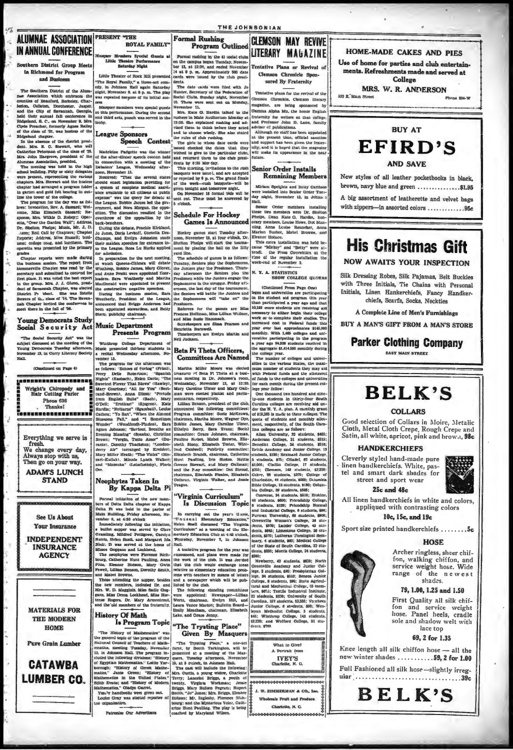# ALUMNAE ASSOCIATION IN ANNUAL CONFERENCE

## Southern District Group Meets in Richmond for Program and Business

The Southern District of the Alumnae Association which embraces the counties of Beaufort, Berkeley, Charleston, Colleton, Dorchester, Jasper, and the City of Savannah, Georgia, held their annual fall conference in Ridgeland, S. C., on November 9. Mrs. Clyde Preacher, formerly Agnes Bailey of the class of '21, was hostess of the Ridgeland chapter.

In the absence of the district president, Mrs. E. C. Stewart, who was Catherine Peterman of the class of '25, Mrs. John Hargrove, president of the Alumnae Association, presided.

The meeting was held in the high school building. Fifty or sixty delegates were present, representing the various chapters. Mrs. Stewart and the hostess chapter had arranged a program folder in garnet and gold felt bearing on outline the tower of the college.

The program for the day was as follows: Invocation, Rev. A. Bassard; Welcome, Miss Elizabeth Bassard; Response, Mrs. Wilkie D. Robert; Operetta, "Over the Garden Wall"; Address, Dr. Shelton Phelps; Music, Mr. J. D. Axon; Roll Call by Chapters; Chapter Reports; Address, Miss Russell; business; college song, and luncheon. The operetta was presented by the primary grades.

Chapter reports were made during the business session. The report from Summerville Chapter was read by the secretary and submitted to contend for first place. It was voted the best report in the group. Mrs. J. J. Glenn, president of Savannah Chapter, was elected District President. She was Estelle Bowers of the class of '14. The Savannah Chapter invited the conference to meet there in the fall of '36.

## Young Democrats Study Social Security Act

"The Social Security Act" was the subject discussed at the meeting of the Young Democrats Tuesday afternoon, November 12, in Curry Literary Society Hall.

(Continued on Page 4)

---

**Wright's Chiropody and Hair Cutting Parlor**
Phone 636
Thanks!

---

Everything we serve is fresh.
We change every day,
Always stop with us,
Then go on your way.

**ADAM'S LUNCH STAND**

---

**See Us About Your Insurance**

**INDEPENDENT INSURANCE AGENCY**

---

**MATERIALS FOR THE MODERN HOME**

Pure Grain Lumber

**CATAWBA LUMBER CO.**

---

# PRESENT "THE ROYAL FAMILY"

## Masquer Members Special Guests at Little Theatre Performance Saturday Night

Little Theater of Rock Hill presented "The Royal Family," a three-act comedy, in Johnson Hall again Saturday night, November 9, at 8 p. m. The play was repeated because of its initial success.

Masquer members were special guests at this performance. During the second and third acts, punch was served in the lobby.

# League Sponsors Speech Contest

Madeleine Padgette was the winner of the after-dinner speech contest held in connection with a meeting of the Debaters' League, Wednesday afternoon, November 13.

Resolved: "That the several states should enact legislation providing for a system of complete medical assistance available to all citizens at public expense" was the query for debate at the League. Bobbie James led the government, and Nora Morgan, the opposition. The discussion resulted in the overthrow of the opposition by the back-benchers.

During the debate, Peachie Kirkland, Jo Jones, Doris Levkoff, Cornelia Deschamps, and Evelyn Johnston made their maiden speeches for entrance into the League. Rosa Lu Bucks applied for admission.

In preparation for the next meeting, at which Queens-Chicora will debate Winthrop, Bobbie James, Mary Glover, and Anne Pruitt were appointed floor-leaders. Sara Weatherly and Martha MacDonald were appointed to present the constructive negative speeches.

During the business session, Sara Weatherly, President of the League, announced that Briggs Anderson had been appointed stewardess, and Betty Stern, publicity chairman.

# Music Department Presents Program

Winthrop College Department of Music presented thirteen students in a recital Wednesday afternoon, November 13.

The program for the afternoon was as follows: "Echoes of Spring" (Friml), Perry Sadie Robertson; "Spanish Nights" (Rasbach), Helen Davis; "The Sweetest Flower That Blows" (Hawley), Mary Courtney; "All for You" (Bertrand-Brown), Anna Dixon; "Prelude from English Suite" (Bach), Mary O'Dell; "Erotikon" (Sjogren), Kate Hardin; "Nelturno" (Grambell), Louise Cathou; "Yo San", "When the Almond Blossoms Fall," and "I Sometimes Wonder" (Woodforde-Finden), Sara Agnes Johnson; "Serious, Breathe an Evening Blessing" (Spohr), Christine Brown; "Vergin, Tutto Amor" (Durante), Dorothy Thackston; "Londonderry Air" (arranged by Kreisler), Mary Miller Heath; "The Violet" (Mozart-Kullak), Minnie Lynch Walker; and "Mazurka" (Leischetizky), Floris Orr.

# Neophytes Taken In By Kappa Delta Pi

Formal initiation of the new members of Delta Delta chapter of Kappa Delta Pi was held in the parlor of Main Building, Friday afternoon, November 8, at 4:30 o'clock.

Immediately following the initiation, a buffet supper was served by Clara Grambling, Mildred Pettigrew, Carolyn Norris, Helen Snell, and Margaret Ida Blair. It was served at the home of Misses Goggans and Lockhead.

The neophytes were Florence Richbourg, Catherine Hunt Paulling, Anna Pitts, Eleanor Hobson, Mary Gwin Powell, Lillian Benson, Dorothy Smith, and Mabel Browne.

Those attending the supper, besides the new members, included Dr. and Mrs. W. D. Magginis, Miss Sadie Goggans, Miss Dena Lockhead, Miss Hortense Rogers, Dr. Mary Armentrout, Louise Gray and the old members of the fraternity.

# History Of Math Is Program Topic

"The History of Mathematics" was the general topic of the program of the National Council of Teachers of Mathematics, meeting Tuesday, November 12, in Johnson Hall. The program included the following divisions: "History of Egyptian Mathematics," Lottie Yarborough; "History of Greek Mathematics," Janie Green; "History of Mathematics in the United States," Edith Evans; and "History of Modern Mathematics," Gladys Garret.

Yearly handbooks were given out. Louise Gray was elected reporter of the organization.

Patronize Our Advertisers

---

# Formal Rushing Program Outlined

Formal rushing by the 41 social clubs on the campus began Tuesday, November 12, at 12:30, and ended November 14 at 9 p. m. Approximately 500 date cards were issued by the club presidents.

The date cards were filed with Jo Hunter, Secretary of the Federation of Social Clubs, Sunday night, November 10. These were sent out on Monday, November 11.

Mrs. Kate G. Hardin talked to the rushees in Main Auditorium Monday at 12:30. She explained rushing and advised them to think before they acted and to choose wisely. She also stated the rules of club rushing.

The girls to whom date cards were issued checked the dates that they wished to give to the particular clubs, and returned them to the club presidents by 6:30 Monday.

This morning, invitations to the rush banquets were issued, and are accepted or rejected by 6 p. m. The grand finale of the week—rush banquets—will be given tonight and tomorrow night.

On November 18 formal bids will be sent out. These must be answered by 5 o'clock.

# Schedule For Hockey Games Is Announced

Hockey games start Tuesday afternoon, November 19, at four o'clock. Dr. Shelton Phelps will start the tournament by placing the ball on the fifty yard line.

The schedule of games is as follows: Tuesday, Seniors play the Sophomores, the Juniors play the Freshmen. Thursday afternoon the Seniors play the Freshmen while the Juniors engage the Sophomores in the struggle. Friday afternoon, the last day of the tournament, the Seniors will battle the Juniors and the Sophomores will "take on" the Freshmen.

Referees for the games are Miss Frances Hoffman, Miss Lillian Wellner, and Miss Susie Hammack.

Scorekeepers are Elma Pearson and Henrietta Barnwell.

Timekeepers are Evelyn Martin and Nell Jackson.

# Beta Pi Theta Officers, Committees Are Named

Martha Miller Moore was elected treasurer of Beta Pi Theta at a business meeting in Dr. Johnson's room, Wednesday, November 13, at 12:30. Mary Caroline Ulmer and Mary Gallman were elected pianist and parliamentarian, respectively.

Lillian Benson, president of the club, announced the following committees: Program committee: Susie McKeown, chairman, Martha Moore, Wagner Dye, Bobbie James, Mary Caroline Ulmer, Ethelyn Berry, Sara Evans; Social committee: Grace Johnson, chairman, Pauline Nobel, Mabel Browne, Elizabeth Stony, Elizabeth Tester, Winifred Caldwell; Publicity committee: Elizabeth Brandt, chairman, Catherine Hunt Paulling, Iris Stokes, Hattie Greene Stewart, and Mary Gallman; and the Play committee: Dot Stroud, chairman, Elizabeth Pleslen, Elizabeth Cothran, Virginia Walker, and Jessie Teague.

# "Virginia Curriculum" Is Discussion Topic

In carrying out the year's theme, "Unusual Elementary Education," Helen Snell discussed "The Virginia Curriculum" at a meeting of the Elementary Education Club at 4:45 o'clock, Thursday, November 7, in Johnson Hall.

A tentative program for the year was announced, and plans were made for the work of the club. It was decided that the club would exchange ideas relative to elementary education problems with teachers by means of letters and a newspaper which will be published by the club.

The following standing committees were appointed: Newspaper—Lillian Wertz, chairman, Evelyn Hill, and Laura Vance Marion; Bulletin Board—Emily Meacham, chairman, Elizabeth Lake, and Grace Jenny.

# "The Trysting Place" Given By Masquers

"The Trysting Place," a one-act farce, by Booth Tarkington, will be presented at a meeting of the Masquers, Tuesday afternoon, November 19, at 5 o'clock, in Johnson Hall.

The cast will include the following: Mrs. Curtis, a young widow, Charlotte Terry; Lancelot Briggs, a youth of twenty, Virginia Workman; Jessie Briggs, Mary Buford Pegram; Rupert Smith, "Jo" Jones; Mrs. Briggs, Eleanor Hobson; Mr. Ingleby, Florence Richbourg; and the Mysterious Voice, Catherine Hunt Paulling. The play is being coached by Maryland Wilson.

---

# CLEMSON MAY REVIVE LITERARY MAGAZINE

## Tentative Plans or Revival of Clemson Chronicle Sponsored By Fraternity

Tentative plans for the revival of the Clemson Chronicle, Clemson literary magazine, are being sponsored by Gamma Alpha Mu, the honor English fraternity for writers at that college, and Professor John D. Lane, faculty adviser of publications.

Although no staff has been appointed at the present time, official sanction and support has been given the fraternity, and it is hoped that the magazine will make its appearance in the near future.

# Senior Order Installs Remaining Members

Miriam Speights and Betty Carrison were installed into Senior Order Tuesday night, November 12, in Johnson Hall.

Senior Order members installing these two members were Dr. Shelton Phelps, Dean Kate G. Hardin, honorary members, Louise Howe, Dot Manning, Anna Louise Renneker, Anna Marian Busbee, Mabel Browne, and Eleanor Hobson.

This extra installation was held because "Mickey" and "Betty" were attend. the Press Convention at the time of the regular installation the week-end of November 2.

## N. Y. A. STATISTICS SHOW COLLEGE QUOTAS

(Continued From Page One)

leges and universities are participating in the student aid program this year than participated a year ago and that 10,182 more students are receiving aid necessary to either begin their college work or to complete their studies. The increased cost in Federal funds this year over last approximates $145,000 monthly. With 1,465 colleges and universities participating in the program a year ago 94,206 students received in the aggregate $1,414,595 monthly during the college year.

The number of colleges and universities in the various States, the maximum number of students they may aid with Federal funds and the allotment of funds to the colleges and universities for each month during the present college year follow:

One thousand two hundred and ninety-one students in thirty-four South Carolina colleges are receiving aid under the N. Y. A. plan. A monthly grant of $19,365 is made to these colleges. The quota of students and monthly allotment, respectively, of the South Carolina colleges are as follows:

Allen University, 33 students, $495; Anderson College, 21 students, $315; Benedict College, 34 students, $510; Bettis Academy and Junior College, 13 students, $195; Brainard Junior College, 5 students, $75; Citadel, 67 students, $1,005; Claflin College, 17 students, $255; Clemson, 148 students, $2,220; Coker, 25 students, $375; College of Charleston, 44 students, $660; Columbia Bible College, 12 students, $180; Columbia College, 39 students, $585;

Converse, 34 students, $510; Erskine, 40 students, $600; Friendship College, 8 students, $120; Friendship Normal and Industrial College, 6 students, $90; Furman University, 60 students, $900; Greenville Woman's College, 36 students, $570; Lander College, 43 students, $645; Limestone College, 38 students, $570; Lutheran Theological Seminary, 4 students, $60; Medical College of the State of South Carolina, 23 students, $330; Morris College, 24 students, $360;

Newberry, 42 students, $630; North Greenville Academy and Junior College, 2 students, $30; Presbyterian College, 34 students, $510; Seneca Junior College, 6 students, $90; State Agricultural and Mechanical College, 65 members, $975; Textile Industrial Institute, 22 students, $330; University of South Carolina, 157 students, $2,355; Voorhees Junior College, 6 students, $90; Wesleyan Methodist College, 3 students, $45; Winthrop College, 143 students, $2,220; and Wofford College, 51 students, $765.

---

What to Give?
A Portrait from
**IVEY'S**
Charlotte, N. C.

---

J. W. ZIMMERMAN & CO., Inc.
Wholesale Fruit and Produce
Charlotte, N. C.

---

# HOME-MADE CAKES AND PIES

Use of home for parties and club entertainments. Refreshments made and served at College

**MRS. W. R. ANDERSON**

522 E. Main Street — Phone 834-W

---

BUY AT

# EFIRD'S

AND SAVE

New styles of all leather pocketbooks in black, brown, navy blue and green ............... $1.95

A big assortment of leatherette and velvet bags with zippers—in assorted colors ............. 95c

---

# His Christmas Gift

NOW AWAITS YOUR INSPECTION

Silk Dressing Robes, Silk Pajamas, Belt Buckles with Three Initials, Tie Chains with Personal Initials, Linen Hankerchiefs, Fancy Handkerchiefs, Scarfs, Socks, Neckties

A Complete Line of Men's Furnishings

BUY A MAN'S GIFT FROM A MAN'S STORE

**Parker Clothing Company**

EAST MAIN STREET

---

# BELK'S

## COLLARS

Good selection of Collars in Moire, Metalic Cloth, Metal Cloth Crepe, Rough Crepe and Satin, all white, apricot, pink and brown, 98c

## HANDKERCHIEFS

Cleverly styled hand-made pure linen handkerchiefs. White, pastel and smart dark shades for street and sport wear

25c and 48c

All linen handkerchiefs in white and colors, appliqued with contrasting colors

10c, 15c, and 19c

Sport size printed handkerchiefs ........ 5c

## HOSE

Archer ringless, sheer chiffon, walking chiffon, and service weight hose. Wide range of the newest shades.

79, 1.00, 1.25 and 1.50

First Quality all silk chiffon and service weight hose. Panel heels, cradle sole and shadow welt with lace top

69, 2 for 1.35

Knee length all silk chiffon hose — all the new winter shades ........... 59, 2 for 1.00

Full Fashioned all silk hose—slightly irregular ........................... 39c

# BELK'S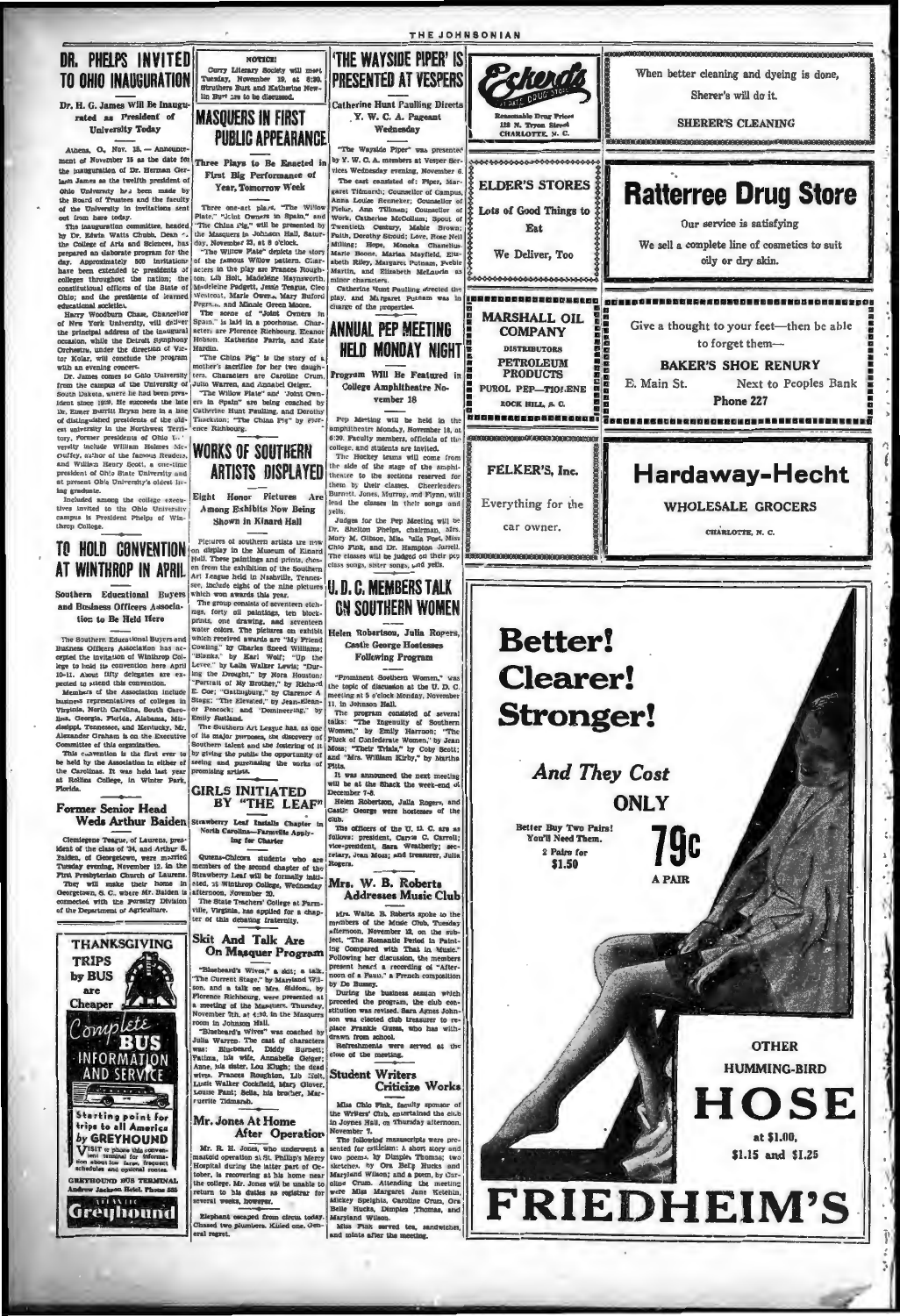# DR. PHELPS INVITED TO OHIO INAUGURATION

**Dr. H. G. James Will Be Inaugurated as President of University Today**

Athens, O., Nov. 15. — Announcement of November 15 as the date for the inauguration of Dr. Herman Gerlach James as the twelfth president of Ohio University has been made by the Board of Trustees and the faculty of the University in invitations sent out from here today.

The inauguration committee, headed by Dr. Edwin Watts Chubb, Dean of the College of Arts and Sciences, has prepared an elaborate program for the day. Approximately 500 invitations have been extended to presidents of colleges throughout the nation; the constitutional officers of the State of Ohio; and the presidents of learned educational societies.

Harry Woodburn Chase, Chancellor of New York University, will deliver the principal address of the inaugural occasion, while the Detroit Symphony Orchestra, under the direction of Victor Kolar, will conclude the program with an evening concert.

Dr. James comes to Ohio University from the campus of the University of South Dakota, where he had been president since 1929. He succeeds the late Dr. Elmer Burritt Bryan here in a line of distinguished presidents of the oldest university in the Northwest Territory. Former presidents of Ohio University include William Holmes McGuffey, author of the famous Readers, and William Henry Scott, a one-time president of Ohio State University and at present Ohio University's oldest living graduate.

Included among the college executives invited to the Ohio University campus is President Phelps of Winthrop College.

# TO HOLD CONVENTION AT WINTHROP IN APRIL

**Southern Educational Buyers and Business Officers Association to Be Held Here**

The Southern Educational Buyers and Business Officers Association has accepted the invitation of Winthrop College to hold its convention here April 10-11. About fifty delegates are expected to attend this convention.

Members of the Association include business representatives of colleges in Virginia, North Carolina, South Carolina, Georgia, Florida, Alabama, Mississippi, Tennessee, and Kentucky. Mr. Alexander Graham is on the Executive Committee of this organization.

This convention is the first ever to be held by the Association in either of the Carolinas. It was held last year at Rollins College, in Winter Park, Florida.

## Former Senior Head Weds Arthur Baiden

Clemlegene Teague, of Laurens, president of the class of '34, and Arthur S. Baiden, of Georgetown, were married Tuesday evening, November 12, in the First Presbyterian Church of Laurens. They will make their home in Georgetown, S. C., where Mr. Baiden is connected with the Forestry Division of the Department of Agriculture.

**THANKSGIVING TRIPS by BUS are Cheaper**

**Complete BUS INFORMATION AND SERVICE**

Starting point for trips to all America by GREYHOUND

VISIT or phone this convenient terminal for information about low fares, frequent schedules and optional routes.

GREYHOUND BUS TERMINAL
Andrew Jackson Hotel, Phone 535

**Greyhound**

**NOTICE!**

Curry Literary Society will meet Tuesday, November 19, at 6:30. Struthers Burt and Katherine Newlin Burt are to be discussed.

# MASQUERS IN FIRST PUBLIC APPEARANCE

**Three Plays to Be Enacted in First Big Performance of Year, Tomorrow Week**

Three one-act plays, "The Willow Plate," "Joint Owners in Spain," and "The China Pig," will be presented by the Masquers in Johnson Hall, Saturday, November 23, at 8 o'clock.

"The Willow Plate" depicts the story of the famous Willow pattern. Characters in the play are Frances Roughton, Lib Holt, Madeleine Haynsworth, Madeleine Padgett, Jessie Teague, Cleo Westcoat, Marie Owens, Mary Buford Pegram, and Minnie Green Moore.

The scene of "Joint Owners in Spain" is laid in a poorhouse. Characters are Florence Richbourg, Eleanor Hobson, Katherine Farris, and Kate Hardin.

"The China Pig" is the story of a mother's sacrifice for her two daughters. Characters are Caroline Crum, Julia Warren, and Annabel Geiger.

"The Willow Plate" and "Joint Owners in Spain" are being coached by Catherine Hunt Paulling, and Dorothy Thackston; "The China Pig" by Florence Richbourg.

# WORKS OF SOUTHERN ARTISTS DISPLAYED

**Eight Honor Pictures Are Among Exhibits Now Being Shown in Kinard Hall**

Pictures of southern artists are now on display in the Museum of Kinard Hall. These paintings and prints, chosen from the exhibition of the Southern Art League held in Nashville, Tennessee, include eight of the nine pictures which won awards this year.

The group consists of seventeen etchings, forty oil paintings, ten blockprints, one drawing, and seventeen water colors. The pictures on exhibit which received awards are "My Friend Cowling," by Charles Shead Williams; "Blanks," by Earl Wolf; "Up the Levee," by Laila Walker Lewis; "During the Drought," by Nora Houston; "Portrait of My Brother," by Richard E. Coe; "Gatlinburg," by Clarence A. Stagg; "The Elevated," by Jean Eleanor Peacock; and "Domineering," by Emily Rutland.

The Southern Art League has as one of its major purposes, the discovery of Southern talent and the fostering of it by giving the public the opportunity of seeing and purchasing the works of promising artists.

## GIRLS INITIATED BY "THE LEAF"

**Strawberry Leaf Installs Chapter in North Carolina—Farmville Applying for Charter**

Queens-Chicora students who are members of the second chapter of the Strawberry Leaf will be formally initiated, at Winthrop College, Wednesday afternoon, November 20.

The State Teachers' College at Farmville, Virginia, has applied for a chapter of this debating fraternity.

## Skit And Talk Are On Masquer Program

"Bluebeard's Wives," a skit; a talk, "The Current Stage," by Maryland Wilson, and a talk on Mrs. Siddons, by Florence Richbourg, were presented at a meeting of the Masquers, Thursday, November 7th, at 4:30, in the Masquers room in Johnson Hall.

"Bluebeard's Wives" was coached by Julia Warren. The cast of characters was: Bluebeard, Diddy Burnett; Fatima, his wife, Annabelle Geiger; Anne, his sister, Lou Klugh; the dead wives, Frances Roughton, Lib Holt, Lottie Walker Cockfield, Mary Glover, Louise Paul; Selim, his brother, Marguerite Tidmarsh.

## Mr. Jones At Home After Operation

Mr. R. H. Jones, who underwent a mastoid operation at St. Philip's Mercy Hospital during the latter part of October, is recovering at his home near the college. Mr. Jones will be unable to return to his duties as registrar for several weeks, however.

Elephant escaped from circus today. Chased two plumbers. Killed one. General regret.

# 'THE WAYSIDE PIPER' IS PRESENTED AT VESPERS

**Catherine Hunt Paulling Directs Y. W. C. A. Pageant Wednesday**

"The Wayside Piper" was presented by Y. W. C. A. members at Vesper Services Wednesday evening, November 6.

The cast consisted of: Piper, Margaret Tidmarsh; Counsellor of Campus, Anna Louise Renneker; Counsellor of Fields, Ann Tillman; Counsellor of Work, Catherine McCollum; Spoof of Twentieth Century, Mable Brown; Faith, Dorothy Stroud; Love, Rose Nell Milling; Hope, Moneka Chandler. Marie Boone, Marian Mayfield, Elizabeth Riley, Margaret Putnam, Feeble Martin, and Elizabeth McLaurin as minor characters.

Catherine Hunt Paulling directed the play, and Margaret Putnam was in charge of the properties.

# ANNUAL PEP MEETING HELD MONDAY NIGHT

**Program Will Be Featured in College Amphitheatre November 18**

Pep Meeting will be held in the amphitheatre Monday, November 18, at 6:30. Faculty members, officials of the college, and students are invited.

The Hockey teams will come from the side of the stage of the amphitheatre to the sections reserved for them by their classes. Cheerleaders Burnett, Jones, Murray, and Flynn, will lead the classes in their songs and yells.

Judges for the Pep Meeting will be Dr. Shelton Phelps, chairman, Mrs. Mary M. Gibson, Miss Julia Post, Miss Chlo Fink, and Dr. Hampton Jarrell. The classes will be judged on their pep class songs, sister songs, and yells.

# U. D. C. MEMBERS TALK ON SOUTHERN WOMEN

**Helen Robertson, Julia Rogers, Castie George Hostesses Following Program**

"Prominent Southern Women," was the topic of discussion at the U. D. C. meeting at 5 o'clock Monday, November 11, in Johnson Hall.

The program consisted of several talks: "The Ingenuity of Southern Women," by Emily Harrison; "The Pluck of Confederate Women," by Jean Moss; "Their Trials," by Coby Scott; and "Mrs. William Kirby," by Martha Pitts.

It was announced the next meeting will be at the Shack the week-end of December 7-8.

Helen Robertson, Julia Rogers, and Castie George were hostesses of the club.

The officers of the U. D. C. are as follows: president, Carrie C. Carroll; vice-president, Sara Weatherly; secretary, Jean Moss; and treasurer, Julia Rogers.

## Mrs. W. B. Roberts Addresses Music Club

Mrs. Waite B. Roberts spoke to the members of the Music Club, Tuesday afternoon, November 12, on the subject, "The Romantic Period in Painting Compared with That in Music." Following her discussion, the members present heard a recording of "Afternoon of a Faun," a French composition by De Bussy.

During the business session which preceded the program, the club constitution was revised. Sara Agnes Johnson was elected club treasurer to replace Frankie Guess, who has withdrawn from school.

Refreshments were served at the close of the meeting.

## Student Writers Criticize Works

Miss Chlo Fink, faculty sponsor of the Writers' Club, entertained the club in Joynes Hall, on Thursday afternoon, November 7.

The following manuscripts were presented for criticism: A short story and two poems, by Dimple Thomas; two sketches, by Ora Belle Hucks and Maryland Wilson; and a poem, by Caroline Crum. Attending the meeting were Miss Margaret Jane Ketchin, Mickey Speights, Caroline Crum, Ora Belle Hucks, Dimples Thomas, and Maryland Wilson.

Miss Fink served tea, sandwiches, and mints after the meeting.

**Eckerd's** CUT RATE DRUG STORE
Reasonable Drug Prices
128 N. Tryon Street
CHARLOTTE, N. C.

**ELDER'S STORES**
Lots of Good Things to Eat
We Deliver, Too

**MARSHALL OIL COMPANY**
DISTRIBUTORS
PETROLEUM PRODUCTS
PUROL PEP—TIOLENE
ROCK HILL, S. C.

**FELKER'S, Inc.**
Everything for the car owner.

When better cleaning and dyeing is done, Sherer's will do it.

**SHERER'S CLEANING**

**Ratterree Drug Store**

Our service is satisfying

We sell a complete line of cosmetics to suit oily or dry skin.

Give a thought to your feet—then be able to forget them—

**BAKER'S SHOE RENURY**

E. Main St. Next to Peoples Bank
Phone 227

**Hardaway-Hecht**

WHOLESALE GROCERS

CHARLOTTE, N. C.

**Better! Clearer! Stronger!**

*And They Cost* ONLY

**79c** A PAIR

Better Buy Two Pairs! You'll Need Them.
2 Pairs for $1.50

OTHER HUMMING-BIRD **HOSE** at $1.00, $1.15 and $1.25

**FRIEDHEIM'S**